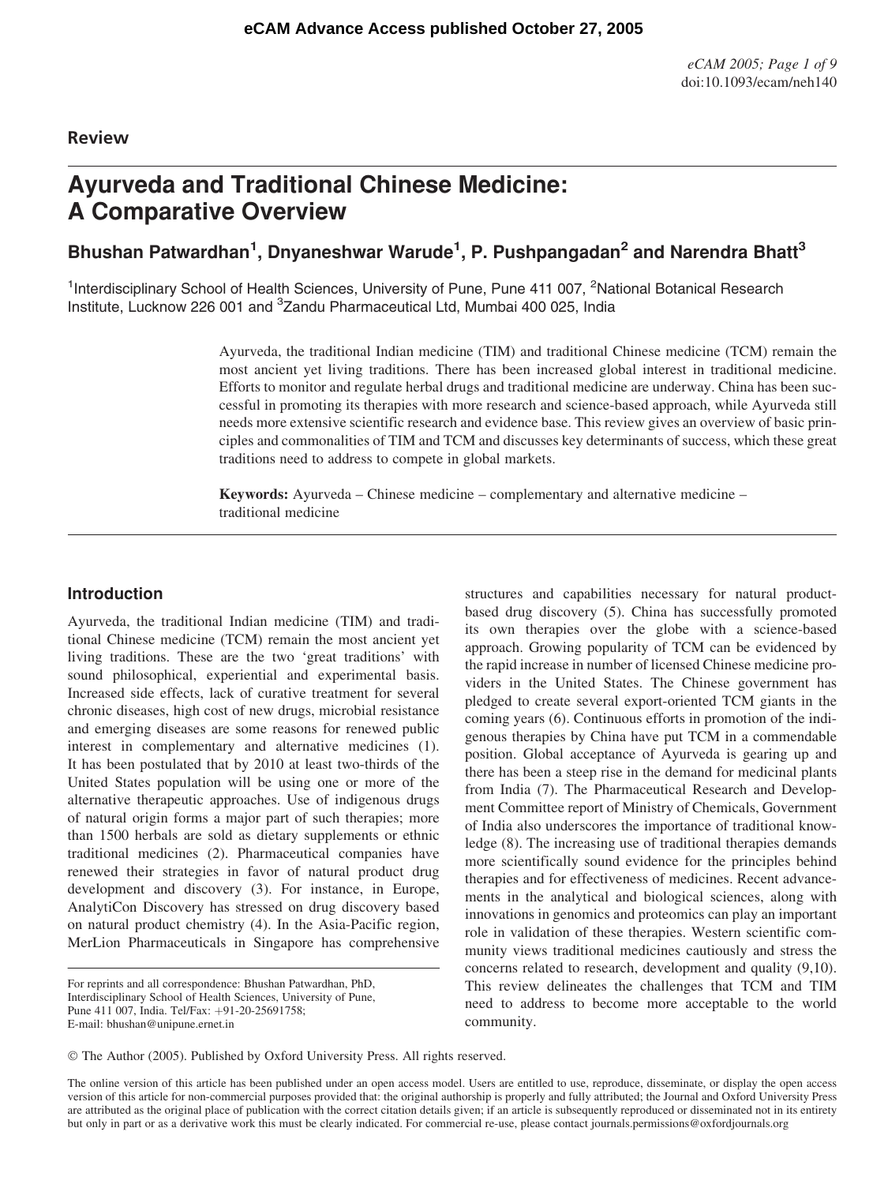## Review

# Ayurveda and Traditional Chinese Medicine: A Comparative Overview

**Bhushan Patwardhan[1], Dnyaneshwar Warude[1], P. Pushpangadan[2] and Narendra Bhatt[3]**

[1]Interdisciplinary School of Health Sciences, University of Pune, Pune 411 007, [2]National Botanical Research Institute, Lucknow 226 001 and [3]Zandu Pharmaceutical Ltd, Mumbai 400 025, India

Ayurveda, the traditional Indian medicine (TIM) and traditional Chinese medicine (TCM) remain the most ancient yet living traditions. There has been increased global interest in traditional medicine. Efforts to monitor and regulate herbal drugs and traditional medicine are underway. China has been successful in promoting its therapies with more research and science-based approach, while Ayurveda still needs more extensive scientific research and evidence base. This review gives an overview of basic principles and commonalities of TIM and TCM and discusses key determinants of success, which these great traditions need to address to compete in global markets.

**Keywords:** Ayurveda – Chinese medicine – complementary and alternative medicine – traditional medicine

## Introduction

Ayurveda, the traditional Indian medicine (TIM) and traditional Chinese medicine (TCM) remain the most ancient yet living traditions. These are the two 'great traditions' with sound philosophical, experiential and experimental basis. Increased side effects, lack of curative treatment for several chronic diseases, high cost of new drugs, microbial resistance and emerging diseases are some reasons for renewed public interest in complementary and alternative medicines (1). It has been postulated that by 2010 at least two-thirds of the United States population will be using one or more of the alternative therapeutic approaches. Use of indigenous drugs of natural origin forms a major part of such therapies; more than 1500 herbals are sold as dietary supplements or ethnic traditional medicines (2). Pharmaceutical companies have renewed their strategies in favor of natural product drug development and discovery (3). For instance, in Europe, AnalytiCon Discovery has stressed on drug discovery based on natural product chemistry (4). In the Asia-Pacific region, MerLion Pharmaceuticals in Singapore has comprehensive structures and capabilities necessary for natural product-based drug discovery (5). China has successfully promoted its own therapies over the globe with a science-based approach. Growing popularity of TCM can be evidenced by the rapid increase in number of licensed Chinese medicine providers in the United States. The Chinese government has pledged to create several export-oriented TCM giants in the coming years (6). Continuous efforts in promotion of the indigenous therapies by China have put TCM in a commendable position. Global acceptance of Ayurveda is gearing up and there has been a steep rise in the demand for medicinal plants from India (7). The Pharmaceutical Research and Development Committee report of Ministry of Chemicals, Government of India also underscores the importance of traditional knowledge (8). The increasing use of traditional therapies demands more scientifically sound evidence for the principles behind therapies and for effectiveness of medicines. Recent advancements in the analytical and biological sciences, along with innovations in genomics and proteomics can play an important role in validation of these therapies. Western scientific community views traditional medicines cautiously and stress the concerns related to research, development and quality (9,10). This review delineates the challenges that TCM and TIM need to address to become more acceptable to the world community.

For reprints and all correspondence: Bhushan Patwardhan, PhD, Interdisciplinary School of Health Sciences, University of Pune, Pune 411 007, India. Tel/Fax: +91-20-25691758; E-mail: bhushan@unipune.ernet.in

© The Author (2005). Published by Oxford University Press. All rights reserved.

The online version of this article has been published under an open access model. Users are entitled to use, reproduce, disseminate, or display the open access version of this article for non-commercial purposes provided that: the original authorship is properly and fully attributed; the Journal and Oxford University Press are attributed as the original place of publication with the correct citation details given; if an article is subsequently reproduced or disseminated not in its entirety but only in part or as a derivative work this must be clearly indicated. For commercial re-use, please contact journals.permissions@oxfordjournals.org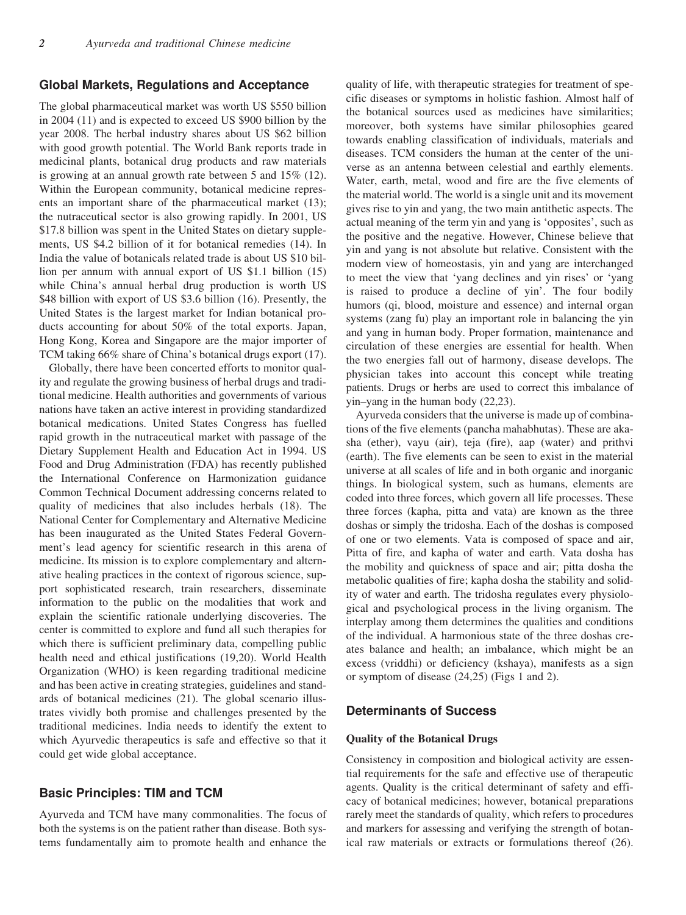## Global Markets, Regulations and Acceptance

The global pharmaceutical market was worth US $550 billion in 2004 (11) and is expected to exceed US $900 billion by the year 2008. The herbal industry shares about US $62 billion with good growth potential. The World Bank reports trade in medicinal plants, botanical drug products and raw materials is growing at an annual growth rate between 5 and 15% (12). Within the European community, botanical medicine represents an important share of the pharmaceutical market (13); the nutraceutical sector is also growing rapidly. In 2001, US $17.8 billion was spent in the United States on dietary supplements, US $4.2 billion of it for botanical remedies (14). In India the value of botanicals related trade is about US $10 billion per annum with annual export of US $1.1 billion (15) while China's annual herbal drug production is worth US $48 billion with export of US $3.6 billion (16). Presently, the United States is the largest market for Indian botanical products accounting for about 50% of the total exports. Japan, Hong Kong, Korea and Singapore are the major importer of TCM taking 66% share of China's botanical drugs export (17).

Globally, there have been concerted efforts to monitor quality and regulate the growing business of herbal drugs and traditional medicine. Health authorities and governments of various nations have taken an active interest in providing standardized botanical medications. United States Congress has fuelled rapid growth in the nutraceutical market with passage of the Dietary Supplement Health and Education Act in 1994. US Food and Drug Administration (FDA) has recently published the International Conference on Harmonization guidance Common Technical Document addressing concerns related to quality of medicines that also includes herbals (18). The National Center for Complementary and Alternative Medicine has been inaugurated as the United States Federal Government's lead agency for scientific research in this arena of medicine. Its mission is to explore complementary and alternative healing practices in the context of rigorous science, support sophisticated research, train researchers, disseminate information to the public on the modalities that work and explain the scientific rationale underlying discoveries. The center is committed to explore and fund all such therapies for which there is sufficient preliminary data, compelling public health need and ethical justifications (19,20). World Health Organization (WHO) is keen regarding traditional medicine and has been active in creating strategies, guidelines and standards of botanical medicines (21). The global scenario illustrates vividly both promise and challenges presented by the traditional medicines. India needs to identify the extent to which Ayurvedic therapeutics is safe and effective so that it could get wide global acceptance.

## Basic Principles: TIM and TCM

Ayurveda and TCM have many commonalities. The focus of both the systems is on the patient rather than disease. Both systems fundamentally aim to promote health and enhance the quality of life, with therapeutic strategies for treatment of specific diseases or symptoms in holistic fashion. Almost half of the botanical sources used as medicines have similarities; moreover, both systems have similar philosophies geared towards enabling classification of individuals, materials and diseases. TCM considers the human at the center of the universe as an antenna between celestial and earthly elements. Water, earth, metal, wood and fire are the five elements of the material world. The world is a single unit and its movement gives rise to yin and yang, the two main antithetic aspects. The actual meaning of the term yin and yang is 'opposites', such as the positive and the negative. However, Chinese believe that yin and yang is not absolute but relative. Consistent with the modern view of homeostasis, yin and yang are interchanged to meet the view that 'yang declines and yin rises' or 'yang is raised to produce a decline of yin'. The four bodily humors (qi, blood, moisture and essence) and internal organ systems (zang fu) play an important role in balancing the yin and yang in human body. Proper formation, maintenance and circulation of these energies are essential for health. When the two energies fall out of harmony, disease develops. The physician takes into account this concept while treating patients. Drugs or herbs are used to correct this imbalance of yin–yang in the human body (22,23).

Ayurveda considers that the universe is made up of combinations of the five elements (pancha mahabhutas). These are akasha (ether), vayu (air), teja (fire), aap (water) and prithvi (earth). The five elements can be seen to exist in the material universe at all scales of life and in both organic and inorganic things. In biological system, such as humans, elements are coded into three forces, which govern all life processes. These three forces (kapha, pitta and vata) are known as the three doshas or simply the tridosha. Each of the doshas is composed of one or two elements. Vata is composed of space and air, Pitta of fire, and kapha of water and earth. Vata dosha has the mobility and quickness of space and air; pitta dosha the metabolic qualities of fire; kapha dosha the stability and solidity of water and earth. The tridosha regulates every physiological and psychological process in the living organism. The interplay among them determines the qualities and conditions of the individual. A harmonious state of the three doshas creates balance and health; an imbalance, which might be an excess (vriddhi) or deficiency (kshaya), manifests as a sign or symptom of disease (24,25) (Figs 1 and 2).

## Determinants of Success

### Quality of the Botanical Drugs

Consistency in composition and biological activity are essential requirements for the safe and effective use of therapeutic agents. Quality is the critical determinant of safety and efficacy of botanical medicines; however, botanical preparations rarely meet the standards of quality, which refers to procedures and markers for assessing and verifying the strength of botanical raw materials or extracts or formulations thereof (26).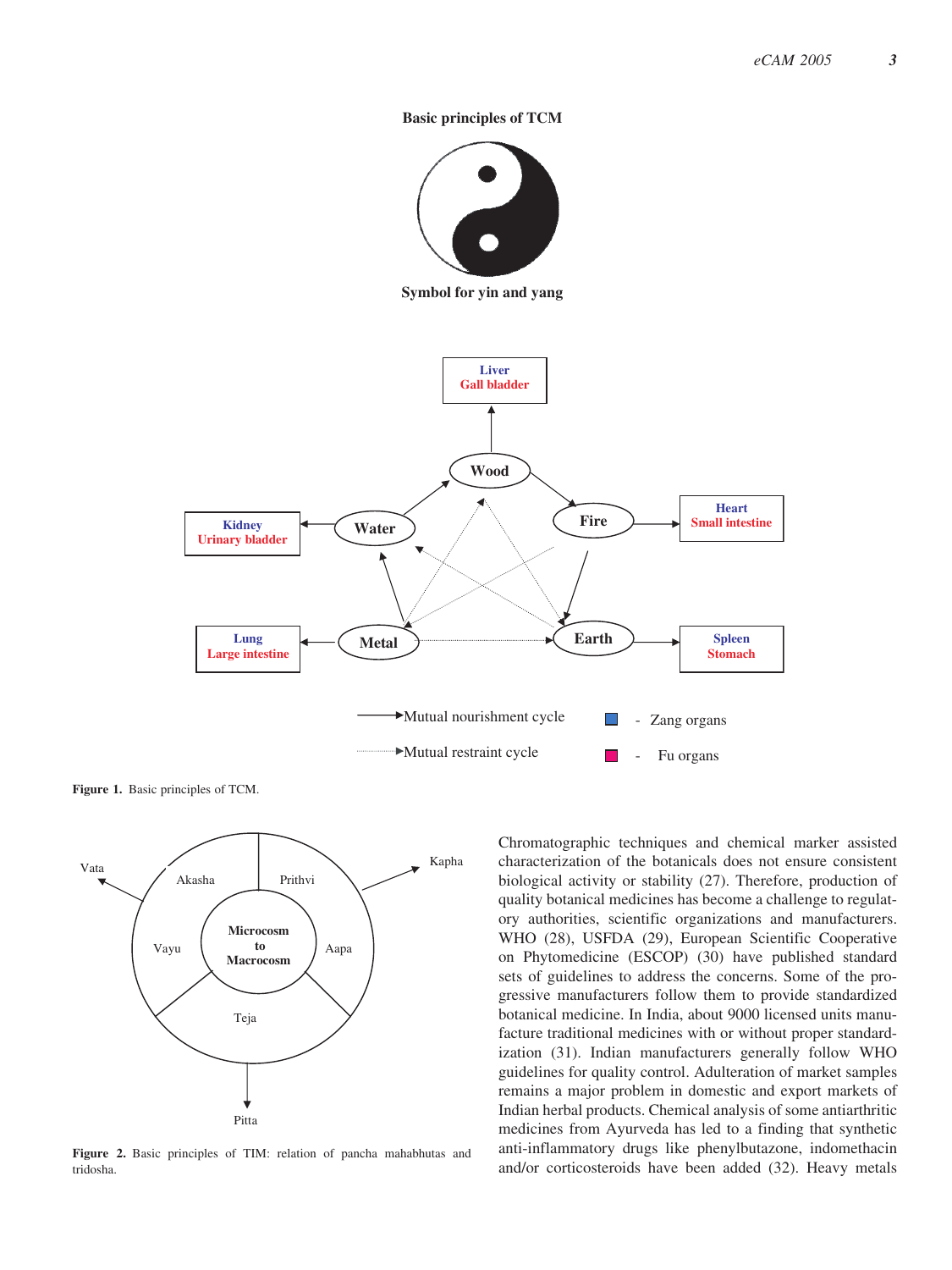**Figure 1.** Basic principles of TCM.

**Figure 2.** Basic principles of TIM: relation of pancha mahabhutas and tridosha.

Chromatographic techniques and chemical marker assisted characterization of the botanicals does not ensure consistent biological activity or stability (27). Therefore, production of quality botanical medicines has become a challenge to regulatory authorities, scientific organizations and manufacturers. WHO (28), USFDA (29), European Scientific Cooperative on Phytomedicine (ESCOP) (30) have published standard sets of guidelines to address the concerns. Some of the progressive manufacturers follow them to provide standardized botanical medicine. In India, about 9000 licensed units manufacture traditional medicines with or without proper standardization (31). Indian manufacturers generally follow WHO guidelines for quality control. Adulteration of market samples remains a major problem in domestic and export markets of Indian herbal products. Chemical analysis of some antiarthritic medicines from Ayurveda has led to a finding that synthetic anti-inflammatory drugs like phenylbutazone, indomethacin and/or corticosteroids have been added (32). Heavy metals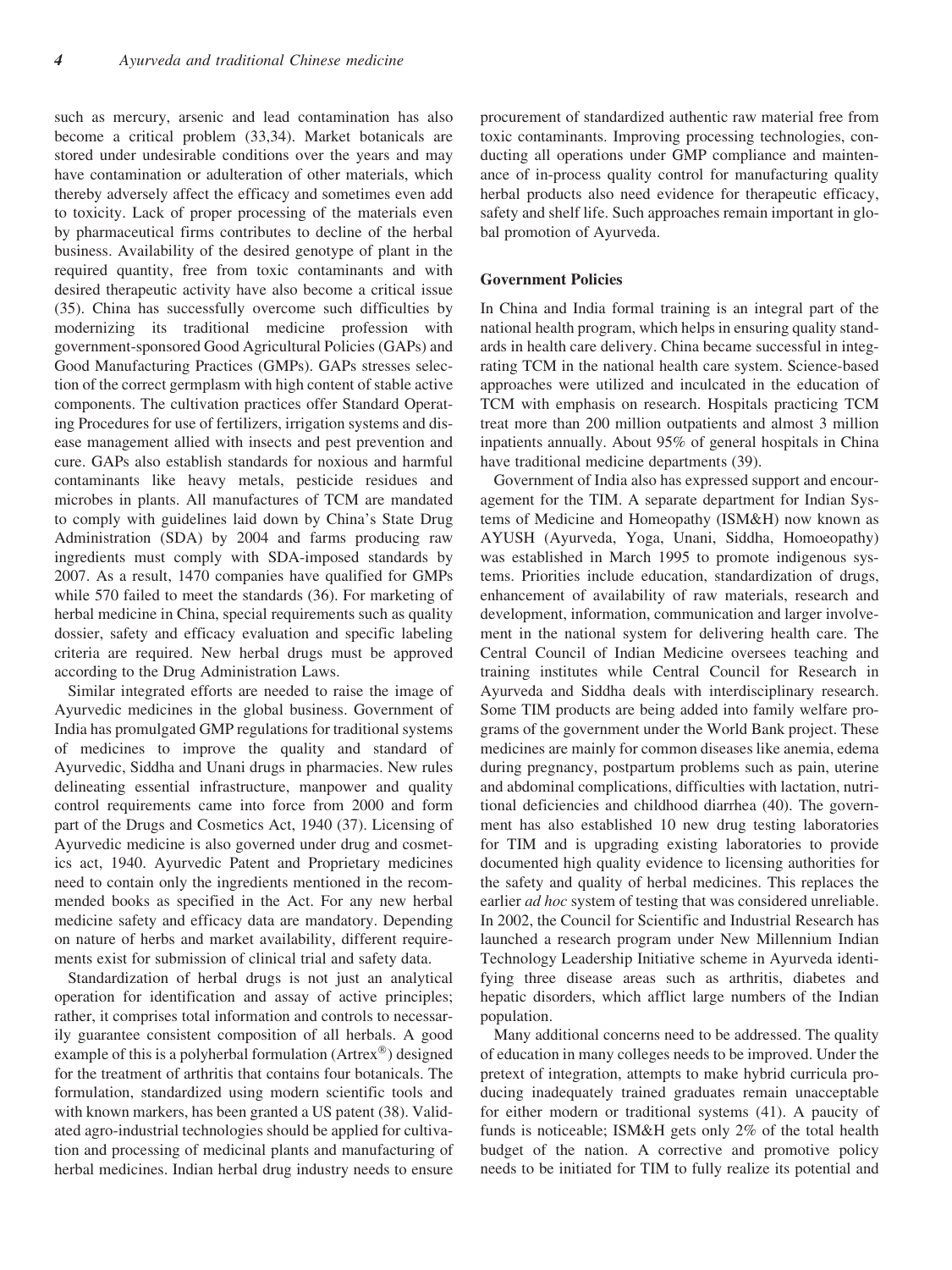such as mercury, arsenic and lead contamination has also become a critical problem (33,34). Market botanicals are stored under undesirable conditions over the years and may have contamination or adulteration of other materials, which thereby adversely affect the efficacy and sometimes even add to toxicity. Lack of proper processing of the materials even by pharmaceutical firms contributes to decline of the herbal business. Availability of the desired genotype of plant in the required quantity, free from toxic contaminants and with desired therapeutic activity have also become a critical issue (35). China has successfully overcome such difficulties by modernizing its traditional medicine profession with government-sponsored Good Agricultural Policies (GAPs) and Good Manufacturing Practices (GMPs). GAPs stresses selection of the correct germplasm with high content of stable active components. The cultivation practices offer Standard Operating Procedures for use of fertilizers, irrigation systems and disease management allied with insects and pest prevention and cure. GAPs also establish standards for noxious and harmful contaminants like heavy metals, pesticide residues and microbes in plants. All manufactures of TCM are mandated to comply with guidelines laid down by China's State Drug Administration (SDA) by 2004 and farms producing raw ingredients must comply with SDA-imposed standards by 2007. As a result, 1470 companies have qualified for GMPs while 570 failed to meet the standards (36). For marketing of herbal medicine in China, special requirements such as quality dossier, safety and efficacy evaluation and specific labeling criteria are required. New herbal drugs must be approved according to the Drug Administration Laws.

Similar integrated efforts are needed to raise the image of Ayurvedic medicines in the global business. Government of India has promulgated GMP regulations for traditional systems of medicines to improve the quality and standard of Ayurvedic, Siddha and Unani drugs in pharmacies. New rules delineating essential infrastructure, manpower and quality control requirements came into force from 2000 and form part of the Drugs and Cosmetics Act, 1940 (37). Licensing of Ayurvedic medicine is also governed under drug and cosmetics act, 1940. Ayurvedic Patent and Proprietary medicines need to contain only the ingredients mentioned in the recommended books as specified in the Act. For any new herbal medicine safety and efficacy data are mandatory. Depending on nature of herbs and market availability, different requirements exist for submission of clinical trial and safety data.

Standardization of herbal drugs is not just an analytical operation for identification and assay of active principles; rather, it comprises total information and controls to necessarily guarantee consistent composition of all herbals. A good example of this is a polyherbal formulation (Artrex®) designed for the treatment of arthritis that contains four botanicals. The formulation, standardized using modern scientific tools and with known markers, has been granted a US patent (38). Validated agro-industrial technologies should be applied for cultivation and processing of medicinal plants and manufacturing of herbal medicines. Indian herbal drug industry needs to ensure procurement of standardized authentic raw material free from toxic contaminants. Improving processing technologies, conducting all operations under GMP compliance and maintenance of in-process quality control for manufacturing quality herbal products also need evidence for therapeutic efficacy, safety and shelf life. Such approaches remain important in global promotion of Ayurveda.

## Government Policies

In China and India formal training is an integral part of the national health program, which helps in ensuring quality standards in health care delivery. China became successful in integrating TCM in the national health care system. Science-based approaches were utilized and inculcated in the education of TCM with emphasis on research. Hospitals practicing TCM treat more than 200 million outpatients and almost 3 million inpatients annually. About 95% of general hospitals in China have traditional medicine departments (39).

Government of India also has expressed support and encouragement for the TIM. A separate department for Indian Systems of Medicine and Homeopathy (ISM&H) now known as AYUSH (Ayurveda, Yoga, Unani, Siddha, Homoeopathy) was established in March 1995 to promote indigenous systems. Priorities include education, standardization of drugs, enhancement of availability of raw materials, research and development, information, communication and larger involvement in the national system for delivering health care. The Central Council of Indian Medicine oversees teaching and training institutes while Central Council for Research in Ayurveda and Siddha deals with interdisciplinary research. Some TIM products are being added into family welfare programs of the government under the World Bank project. These medicines are mainly for common diseases like anemia, edema during pregnancy, postpartum problems such as pain, uterine and abdominal complications, difficulties with lactation, nutritional deficiencies and childhood diarrhea (40). The government has also established 10 new drug testing laboratories for TIM and is upgrading existing laboratories to provide documented high quality evidence to licensing authorities for the safety and quality of herbal medicines. This replaces the earlier *ad hoc* system of testing that was considered unreliable. In 2002, the Council for Scientific and Industrial Research has launched a research program under New Millennium Indian Technology Leadership Initiative scheme in Ayurveda identifying three disease areas such as arthritis, diabetes and hepatic disorders, which afflict large numbers of the Indian population.

Many additional concerns need to be addressed. The quality of education in many colleges needs to be improved. Under the pretext of integration, attempts to make hybrid curricula producing inadequately trained graduates remain unacceptable for either modern or traditional systems (41). A paucity of funds is noticeable; ISM&H gets only 2% of the total health budget of the nation. A corrective and promotive policy needs to be initiated for TIM to fully realize its potential and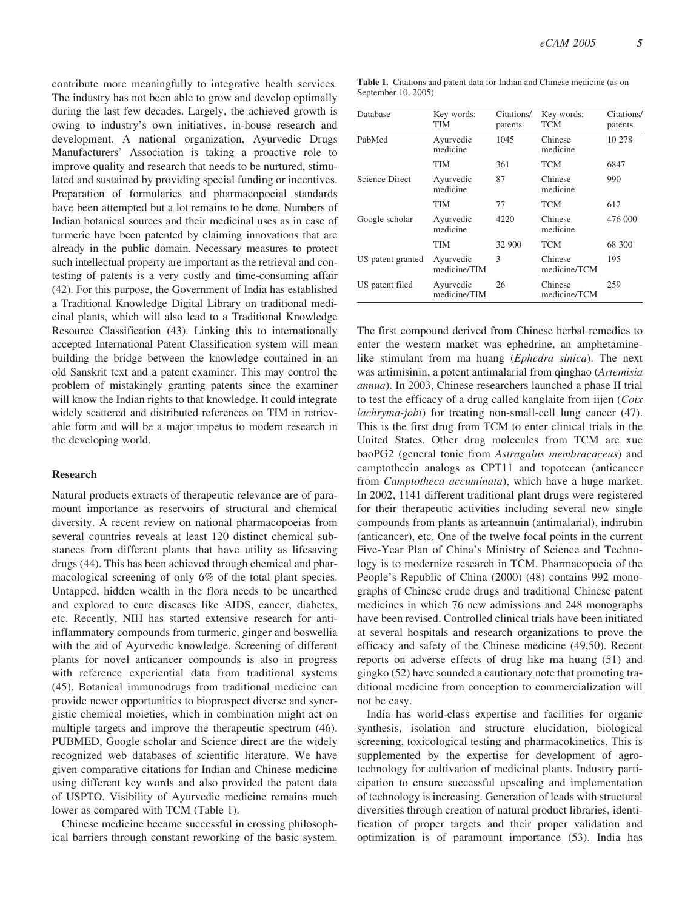contribute more meaningfully to integrative health services. The industry has not been able to grow and develop optimally during the last few decades. Largely, the achieved growth is owing to industry's own initiatives, in-house research and development. A national organization, Ayurvedic Drugs Manufacturers' Association is taking a proactive role to improve quality and research that needs to be nurtured, stimulated and sustained by providing special funding or incentives. Preparation of formularies and pharmacopoeial standards have been attempted but a lot remains to be done. Numbers of Indian botanical sources and their medicinal uses as in case of turmeric have been patented by claiming innovations that are already in the public domain. Necessary measures to protect such intellectual property are important as the retrieval and contesting of patents is a very costly and time-consuming affair (42). For this purpose, the Government of India has established a Traditional Knowledge Digital Library on traditional medicinal plants, which will also lead to a Traditional Knowledge Resource Classification (43). Linking this to internationally accepted International Patent Classification system will mean building the bridge between the knowledge contained in an old Sanskrit text and a patent examiner. This may control the problem of mistakingly granting patents since the examiner will know the Indian rights to that knowledge. It could integrate widely scattered and distributed references on TIM in retrievable form and will be a major impetus to modern research in the developing world.

## Research

Natural products extracts of therapeutic relevance are of paramount importance as reservoirs of structural and chemical diversity. A recent review on national pharmacopoeias from several countries reveals at least 120 distinct chemical substances from different plants that have utility as lifesaving drugs (44). This has been achieved through chemical and pharmacological screening of only 6% of the total plant species. Untapped, hidden wealth in the flora needs to be unearthed and explored to cure diseases like AIDS, cancer, diabetes, etc. Recently, NIH has started extensive research for anti-inflammatory compounds from turmeric, ginger and boswellia with the aid of Ayurvedic knowledge. Screening of different plants for novel anticancer compounds is also in progress with reference experiential data from traditional systems (45). Botanical immunodrugs from traditional medicine can provide newer opportunities to bioprospect diverse and synergistic chemical moieties, which in combination might act on multiple targets and improve the therapeutic spectrum (46). PUBMED, Google scholar and Science direct are the widely recognized web databases of scientific literature. We have given comparative citations for Indian and Chinese medicine using different key words and also provided the patent data of USPTO. Visibility of Ayurvedic medicine remains much lower as compared with TCM (Table 1).

**Table 1.** Citations and patent data for Indian and Chinese medicine (as on September 10, 2005)

| Database | Key words: TIM | Citations/ patents | Key words: TCM | Citations/ patents |
|---|---|---|---|---|
| PubMed | Ayurvedic medicine | 1045 | Chinese medicine | 10 278 |
| | TIM | 361 | TCM | 6847 |
| Science Direct | Ayurvedic medicine | 87 | Chinese medicine | 990 |
| | TIM | 77 | TCM | 612 |
| Google scholar | Ayurvedic medicine | 4220 | Chinese medicine | 476 000 |
| | TIM | 32 900 | TCM | 68 300 |
| US patent granted | Ayurvedic medicine/TIM | 3 | Chinese medicine/TCM | 195 |
| US patent filed | Ayurvedic medicine/TIM | 26 | Chinese medicine/TCM | 259 |

Chinese medicine became successful in crossing philosophical barriers through constant reworking of the basic system. The first compound derived from Chinese herbal remedies to enter the western market was ephedrine, an amphetamine-like stimulant from ma huang (*Ephedra sinica*). The next was artimisinin, a potent antimalarial from qinghao (*Artemisia annua*). In 2003, Chinese researchers launched a phase II trial to test the efficacy of a drug called kanglaite from iijen (*Coix lachryma-jobi*) for treating non-small-cell lung cancer (47). This is the first drug from TCM to enter clinical trials in the United States. Other drug molecules from TCM are xue baoPG2 (general tonic from *Astragalus membracaceus*) and camptothecin analogs as CPT11 and topotecan (anticancer from *Camptotheca accuminata*), which have a huge market. In 2002, 1141 different traditional plant drugs were registered for their therapeutic activities including several new single compounds from plants as arteannuin (antimalarial), indirubin (anticancer), etc. One of the twelve focal points in the current Five-Year Plan of China's Ministry of Science and Technology is to modernize research in TCM. Pharmacopoeia of the People's Republic of China (2000) (48) contains 992 monographs of Chinese crude drugs and traditional Chinese patent medicines in which 76 new admissions and 248 monographs have been revised. Controlled clinical trials have been initiated at several hospitals and research organizations to prove the efficacy and safety of the Chinese medicine (49,50). Recent reports on adverse effects of drug like ma huang (51) and gingko (52) have sounded a cautionary note that promoting traditional medicine from conception to commercialization will not be easy.

India has world-class expertise and facilities for organic synthesis, isolation and structure elucidation, biological screening, toxicological testing and pharmacokinetics. This is supplemented by the expertise for development of agro-technology for cultivation of medicinal plants. Industry participation to ensure successful upscaling and implementation of technology is increasing. Generation of leads with structural diversities through creation of natural product libraries, identification of proper targets and their proper validation and optimization is of paramount importance (53). India has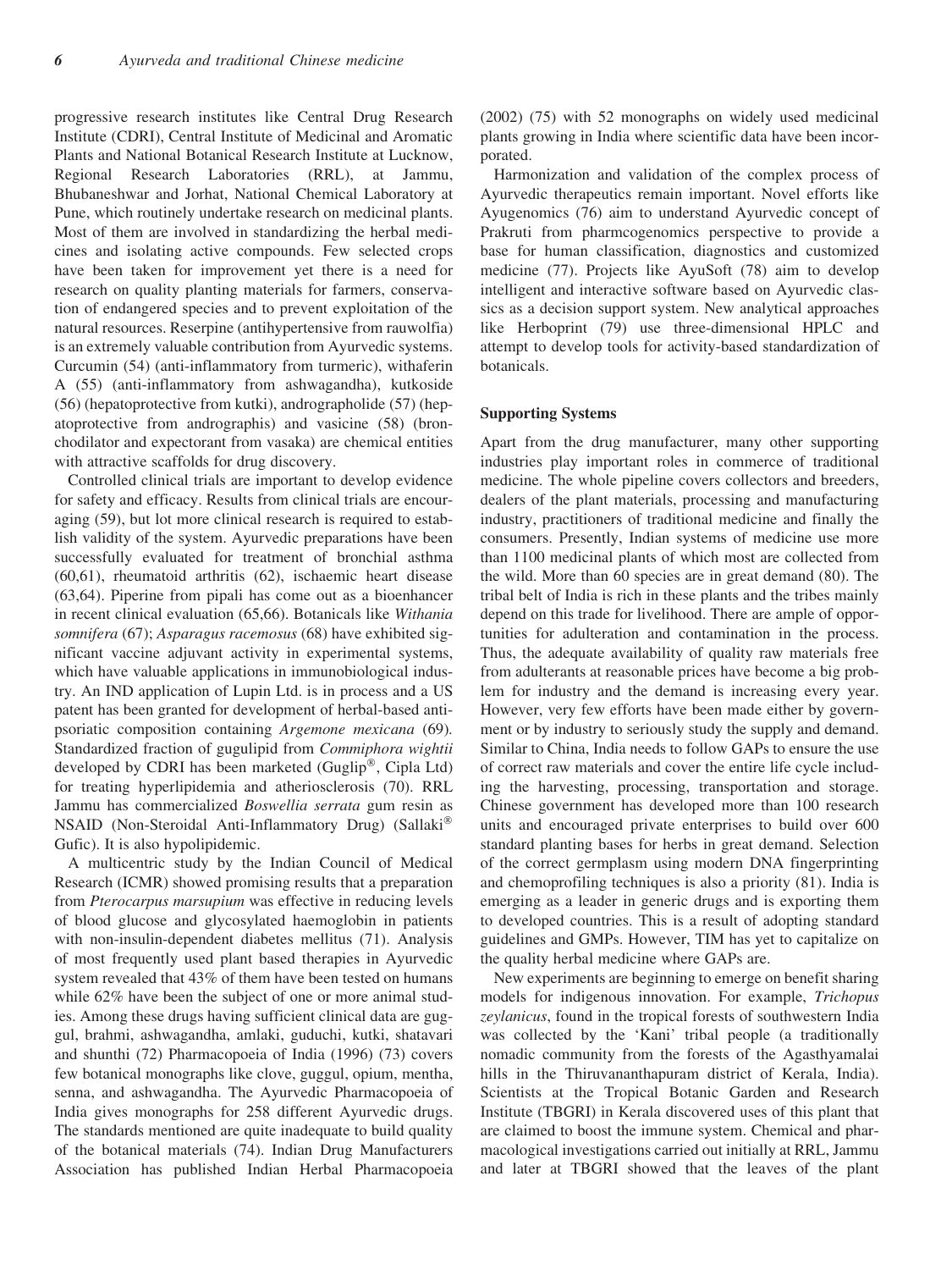progressive research institutes like Central Drug Research Institute (CDRI), Central Institute of Medicinal and Aromatic Plants and National Botanical Research Institute at Lucknow, Regional Research Laboratories (RRL), at Jammu, Bhubaneshwar and Jorhat, National Chemical Laboratory at Pune, which routinely undertake research on medicinal plants. Most of them are involved in standardizing the herbal medicines and isolating active compounds. Few selected crops have been taken for improvement yet there is a need for research on quality planting materials for farmers, conservation of endangered species and to prevent exploitation of the natural resources. Reserpine (antihypertensive from rauwolfia) is an extremely valuable contribution from Ayurvedic systems. Curcumin (54) (anti-inflammatory from turmeric), withaferin A (55) (anti-inflammatory from ashwagandha), kutkoside (56) (hepatoprotective from kutki), andrographolide (57) (hepatoprotective from andrographis) and vasicine (58) (bronchodilator and expectorant from vasaka) are chemical entities with attractive scaffolds for drug discovery.

Controlled clinical trials are important to develop evidence for safety and efficacy. Results from clinical trials are encouraging (59), but lot more clinical research is required to establish validity of the system. Ayurvedic preparations have been successfully evaluated for treatment of bronchial asthma (60,61), rheumatoid arthritis (62), ischaemic heart disease (63,64). Piperine from pipali has come out as a bioenhancer in recent clinical evaluation (65,66). Botanicals like *Withania somnifera* (67); *Asparagus racemosus* (68) have exhibited significant vaccine adjuvant activity in experimental systems, which have valuable applications in immunobiological industry. An IND application of Lupin Ltd. is in process and a US patent has been granted for development of herbal-based antipsoriatic composition containing *Argemone mexicana* (69). Standardized fraction of gugulipid from *Commiphora wightii* developed by CDRI has been marketed (Guglip®, Cipla Ltd) for treating hyperlipidemia and atheriosclerosis (70). RRL Jammu has commercialized *Boswellia serrata* gum resin as NSAID (Non-Steroidal Anti-Inflammatory Drug) (Sallaki® Gufic). It is also hypolipidemic.

A multicentric study by the Indian Council of Medical Research (ICMR) showed promising results that a preparation from *Pterocarpus marsupium* was effective in reducing levels of blood glucose and glycosylated haemoglobin in patients with non-insulin-dependent diabetes mellitus (71). Analysis of most frequently used plant based therapies in Ayurvedic system revealed that 43% of them have been tested on humans while 62% have been the subject of one or more animal studies. Among these drugs having sufficient clinical data are guggul, brahmi, ashwagandha, amlaki, guduchi, kutki, shatavari and shunthi (72) Pharmacopoeia of India (1996) (73) covers few botanical monographs like clove, guggul, opium, mentha, senna, and ashwagandha. The Ayurvedic Pharmacopoeia of India gives monographs for 258 different Ayurvedic drugs. The standards mentioned are quite inadequate to build quality of the botanical materials (74). Indian Drug Manufacturers Association has published Indian Herbal Pharmacopoeia (2002) (75) with 52 monographs on widely used medicinal plants growing in India where scientific data have been incorporated.

Harmonization and validation of the complex process of Ayurvedic therapeutics remain important. Novel efforts like Ayugenomics (76) aim to understand Ayurvedic concept of Prakruti from pharmcogenomics perspective to provide a base for human classification, diagnostics and customized medicine (77). Projects like AyuSoft (78) aim to develop intelligent and interactive software based on Ayurvedic classics as a decision support system. New analytical approaches like Herboprint (79) use three-dimensional HPLC and attempt to develop tools for activity-based standardization of botanicals.

## Supporting Systems

Apart from the drug manufacturer, many other supporting industries play important roles in commerce of traditional medicine. The whole pipeline covers collectors and breeders, dealers of the plant materials, processing and manufacturing industry, practitioners of traditional medicine and finally the consumers. Presently, Indian systems of medicine use more than 1100 medicinal plants of which most are collected from the wild. More than 60 species are in great demand (80). The tribal belt of India is rich in these plants and the tribes mainly depend on this trade for livelihood. There are ample of opportunities for adulteration and contamination in the process. Thus, the adequate availability of quality raw materials free from adulterants at reasonable prices have become a big problem for industry and the demand is increasing every year. However, very few efforts have been made either by government or by industry to seriously study the supply and demand. Similar to China, India needs to follow GAPs to ensure the use of correct raw materials and cover the entire life cycle including the harvesting, processing, transportation and storage. Chinese government has developed more than 100 research units and encouraged private enterprises to build over 600 standard planting bases for herbs in great demand. Selection of the correct germplasm using modern DNA fingerprinting and chemoprofiling techniques is also a priority (81). India is emerging as a leader in generic drugs and is exporting them to developed countries. This is a result of adopting standard guidelines and GMPs. However, TIM has yet to capitalize on the quality herbal medicine where GAPs are.

New experiments are beginning to emerge on benefit sharing models for indigenous innovation. For example, *Trichopus zeylanicus*, found in the tropical forests of southwestern India was collected by the 'Kani' tribal people (a traditionally nomadic community from the forests of the Agasthyamalai hills in the Thiruvananthapuram district of Kerala, India). Scientists at the Tropical Botanic Garden and Research Institute (TBGRI) in Kerala discovered uses of this plant that are claimed to boost the immune system. Chemical and pharmacological investigations carried out initially at RRL, Jammu and later at TBGRI showed that the leaves of the plant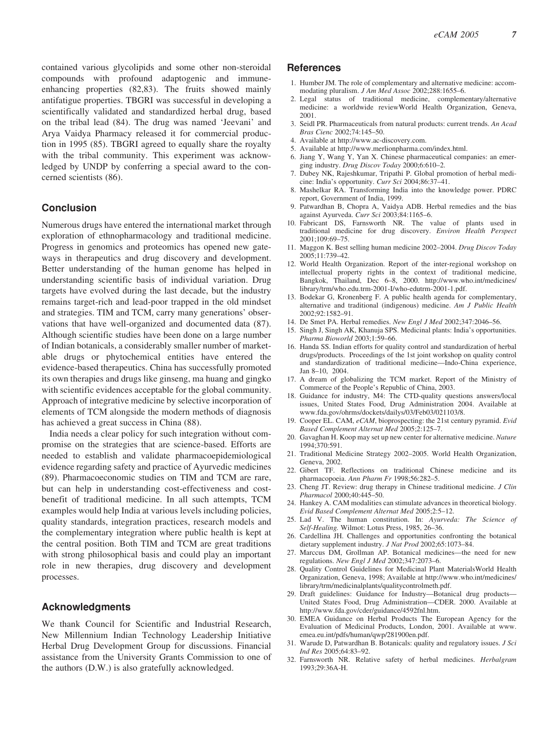contained various glycolipids and some other non-steroidal compounds with profound adaptogenic and immune-enhancing properties (82,83). The fruits showed mainly antifatigue properties. TBGRI was successful in developing a scientifically validated and standardized herbal drug, based on the tribal lead (84). The drug was named 'Jeevani' and Arya Vaidya Pharmacy released it for commercial production in 1995 (85). TBGRI agreed to equally share the royalty with the tribal community. This experiment was acknowledged by UNDP by conferring a special award to the concerned scientists (86).

## Conclusion

Numerous drugs have entered the international market through exploration of ethnopharmacology and traditional medicine. Progress in genomics and proteomics has opened new gateways in therapeutics and drug discovery and development. Better understanding of the human genome has helped in understanding scientific basis of individual variation. Drug targets have evolved during the last decade, but the industry remains target-rich and lead-poor trapped in the old mindset and strategies. TIM and TCM, carry many generations' observations that have well-organized and documented data (87). Although scientific studies have been done on a large number of Indian botanicals, a considerably smaller number of marketable drugs or phytochemical entities have entered the evidence-based therapeutics. China has successfully promoted its own therapies and drugs like ginseng, ma huang and gingko with scientific evidences acceptable for the global community. Approach of integrative medicine by selective incorporation of elements of TCM alongside the modern methods of diagnosis has achieved a great success in China (88).

India needs a clear policy for such integration without compromise on the strategies that are science-based. Efforts are needed to establish and validate pharmacoepidemiological evidence regarding safety and practice of Ayurvedic medicines (89). Pharmacoeconomic studies on TIM and TCM are rare, but can help in understanding cost-effectiveness and cost-benefit of traditional medicine. In all such attempts, TCM examples would help India at various levels including policies, quality standards, integration practices, research models and the complementary integration where public health is kept at the central position. Both TIM and TCM are great traditions with strong philosophical basis and could play an important role in new therapies, drug discovery and development processes.

## Acknowledgments

We thank Council for Scientific and Industrial Research, New Millennium Indian Technology Leadership Initiative Herbal Drug Development Group for discussions. Financial assistance from the University Grants Commission to one of the authors (D.W.) is also gratefully acknowledged.

## References

1. Humber JM. The role of complementary and alternative medicine: accommodating pluralism. *J Am Med Assoc* 2002;288:1655–6.
2. Legal status of traditional medicine, complementary/alternative medicine: a worldwide reviewWorld Health Organization, Geneva, 2001.
3. Seidl PR. Pharmaceuticals from natural products: current trends. *An Acad Bras Cienc* 2002;74:145–50.
4. Available at http://www.ac-discovery.com.
5. Available at http://www.merlionpharma.com/index.html.
6. Jiang Y, Wang Y, Yan X. Chinese pharmaceutical companies: an emerging industry. *Drug Discov Today* 2000;6:610–2.
7. Dubey NK, Rajeshkumar, Tripathi P. Global promotion of herbal medicine: India's opportunity. *Curr Sci* 2004;86:37–41.
8. Mashelkar RA. Transforming India into the knowledge power. PDRC report, Government of India, 1999.
9. Patwardhan B, Chopra A, Vaidya ADB. Herbal remedies and the bias against Ayurveda. *Curr Sci* 2003;84:1165–6.
10. Fabricant DS, Farnsworth NR. The value of plants used in traditional medicine for drug discovery. *Environ Health Perspect* 2001;109:69–75.
11. Maggon K. Best selling human medicine 2002–2004. *Drug Discov Today* 2005;11:739–42.
12. World Health Organization. Report of the inter-regional workshop on intellectual property rights in the context of traditional medicine, Bangkok, Thailand, Dec 6–8, 2000. http://www.who.int/medicines/library/trm/who.edu.trm-2001-I/who-edutrm-2001-1.pdf.
13. Bodekar G, Kronenberg F. A public health agenda for complementary, alternative and traditional (indigenous) medicine. *Am J Public Health* 2002;92:1582–91.
14. De Smet PA. Herbal remedies. *New Engl J Med* 2002;347:2046–56.
15. Singh J, Singh AK, Khanuja SPS. Medicinal plants: India's opportunities. *Pharma Bioworld* 2003;1:59–66.
16. Handa SS. Indian efforts for quality control and standardization of herbal drugs/products. Proceedings of the 1st joint workshop on quality control and standardization of traditional medicine—Indo-China experience, Jan 8–10, 2004.
17. A dream of globalizing the TCM market. Report of the Ministry of Commerce of the People's Republic of China, 2003.
18. Guidance for industry, M4: The CTD-quality questions answers/local issues, United States Food, Drug Administration 2004. Available at www.fda.gov/ohrms/dockets/dailys/03/Feb03/021103/8.
19. Cooper EL. CAM, *eCAM*, bioprospecting: the 21st century pyramid. *Evid Based Complement Alternat Med* 2005;2:125–7.
20. Gavaghan H. Koop may set up new center for alternative medicine. *Nature* 1994;370:591.
21. Traditional Medicine Strategy 2002–2005. World Health Organization, Geneva, 2002.
22. Gibert TF. Reflections on traditional Chinese medicine and its pharmacopoeia. *Ann Pharm Fr* 1998;56:282–5.
23. Cheng JT. Review: drug therapy in Chinese traditional medicine. *J Clin Pharmacol* 2000;40:445–50.
24. Hankey A. CAM modalities can stimulate advances in theoretical biology. *Evid Based Complement Alternat Med* 2005;2:5–12.
25. Lad V. The human constitution. In: *Ayurveda: The Science of Self-Healing.* Wilmot: Lotus Press, 1985, 26–36.
26. Cardellina JH. Challenges and opportunities confronting the botanical dietary supplement industry. *J Nat Prod* 2002;65:1073–84.
27. Marccus DM, Grollman AP. Botanical medicines—the need for new regulations. *New Engl J Med* 2002;347:2073–6.
28. Quality Control Guidelines for Medicinal Plant MaterialsWorld Health Organization, Geneva, 1998; Available at http://www.who.int/medicines/library/trm/medicinalplants/qualitycontrolmeth.pdf.
29. Draft guidelines: Guidance for Industry—Botanical drug products—United States Food, Drug Administration—CDER. 2000. Available at http://www.fda.gov/cder/guidance/4592fnl.htm.
30. EMEA Guidance on Herbal Products The European Agency for the Evaluation of Medicinal Products, London, 2001. Available at www.emea.eu.int/pdfs/human/qwp/281900en.pdf.
31. Warude D, Patwardhan B. Botanicals: quality and regulatory issues. *J Sci Ind Res* 2005;64:83–92.
32. Farnsworth NR. Relative safety of herbal medicines. *Herbalgram* 1993;29:36A-H.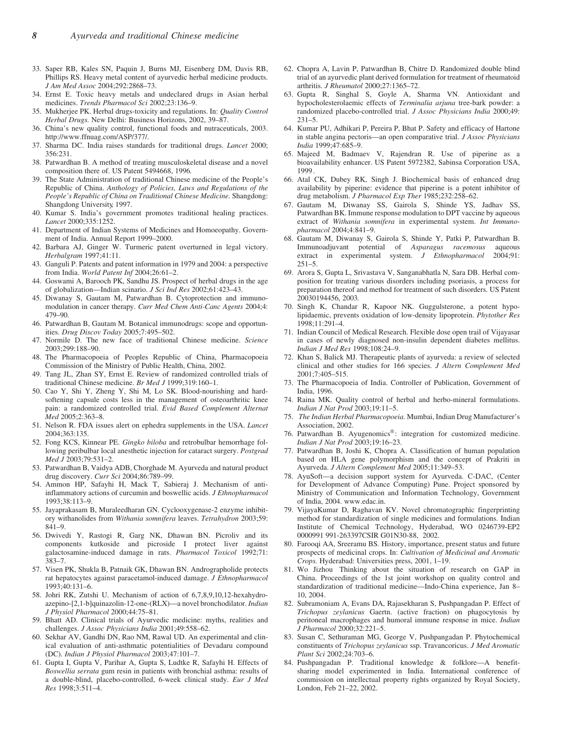33. Saper RB, Kales SN, Paquin J, Burns MJ, Eisenberg DM, Davis RB, Phillips RS. Heavy metal content of ayurvedic herbal medicine products. *J Am Med Assoc* 2004;292:2868–73.
34. Ernst E. Toxic heavy metals and undeclared drugs in Asian herbal medicines. *Trends Pharmacol Sci* 2002;23:136–9.
35. Mukherjee PK. Herbal drugs-toxicity and regulations. In: *Quality Control Herbal Drugs.* New Delhi: Business Horizons, 2002, 39–87.
36. China's new quality control, functional foods and nutraceuticals, 2003. http://www.ffnuag.com/ASP/377/.
37. Sharma DC. India raises standards for traditional drugs. *Lancet* 2000; 356:231.
38. Patwardhan B. A method of treating musculoskeletal disease and a novel composition there of. US Patent 5494668, 1996.
39. The State Administration of traditional Chinese medicine of the People's Republic of China. *Anthology of Policies, Laws and Regulations of the People's Republic of China on Traditional Chinese Medicine.* Shangdong: Shangdong University, 1997.
40. Kumar S. India's government promotes traditional healing practices. *Lancet* 2000;335:1252.
41. Department of Indian Systems of Medicines and Homoeopathy. Government of India. Annual Report 1999–2000.
42. Barbara AJ, Ginger W. Turmeric patent overturned in legal victory. *Herbalgram* 1997;41:11.
43. Ganguli P. Patents and patent information in 1979 and 2004: a perspective from India. *World Patent Inf* 2004;26:61–2.
44. Goswami A, Barooch PK, Sandhu JS. Prospect of herbal drugs in the age of globalization—Indian scinario. *J Sci Ind Res* 2002;61:423–43.
45. Diwanay S, Gautam M, Patwardhan B. Cytoprotection and immunomodulation in cancer therapy. *Curr Med Chem Anti-Canc Agents* 2004;4: 479–90.
46. Patwardhan B, Gautam M. Botanical immunodrugs: scope and opportunities. *Drug Discov Today* 2005;7:495–502.
47. Normile D. The new face of traditional Chinese medicine. *Science* 2003;299:188–90.
48. The Pharmacopoeia of Peoples Republic of China, Pharmacopoeia Commission of the Ministry of Public Health, China, 2002.
49. Tang JL, Zhan SY, Ernst E. Review of randomized controlled trials of traditional Chinese medicine. *Br Med J* 1999;319:160–1.
50. Cao Y, Shi Y, Zheng Y, Shi M, Lo SK. Blood-nourishing and hard-softening capsule costs less in the management of osteoarthritic knee pain: a randomized controlled trial. *Evid Based Complement Alternat Med* 2005;2:363–8.
51. Nelson R. FDA issues alert on ephedra supplements in the USA. *Lancet* 2004;363:135.
52. Fong KCS, Kinnear PE. *Gingko biloba* and retrobulbar hemorrhage following peribulbar local anesthetic injection for cataract surgery. *Postgrad Med J* 2003;79:531–2.
53. Patwardhan B, Vaidya ADB, Chorghade M. Ayurveda and natural product drug discovery. *Curr Sci* 2004;86:789–99.
54. Ammon HP, Safayhi H, Mack T, Sabieraj J. Mechanism of anti-inflammatory actions of curcumin and boswellic acids. *J Ethnopharmacol* 1993;38:113–9.
55. Jayaprakasam B, Muraleedharan GN. Cyclooxygenase-2 enzyme inhibitory withanolides from *Withania somnifera* leaves. *Tetrahydron* 2003;59: 841–9.
56. Dwivedi Y, Rastogi R, Garg NK, Dhawan BN. Picroliv and its components kutkoside and picroside I protect liver against galactosamine-induced damage in rats. *Pharmacol Toxicol* 1992;71: 383–7.
57. Visen PK, Shukla B, Patnaik GK, Dhawan BN. Andrographolide protects rat hepatocytes against paracetamol-induced damage. *J Ethnopharmacol* 1993;40:131–6.
58. Johri RK, Zutshi U. Mechanism of action of 6,7,8,9,10,12-hexahydro-azepino-[2,1-b]quinazolin-12-one-(RLX)—a novel bronchodilator. *Indian J Physiol Pharmacol* 2000;44:75–81.
59. Bhatt AD. Clinical trials of Ayurvedic medicine: myths, realities and challenges. *J Assoc Physicians India* 2001;49:558–62.
60. Sekhar AV, Gandhi DN, Rao NM, Rawal UD. An experimental and clinical evaluation of anti-asthmatic potentialities of Devadaru compound (DC). *Indian J Physiol Pharmacol* 2003;47:101–7.
61. Gupta I, Gupta V, Parihar A, Gupta S, Ludtke R, Safayhi H. Effects of *Boswellia serrata* gum resin in patients with bronchial asthma: results of a double-blind, placebo-controlled, 6-week clinical study. *Eur J Med Res* 1998;3:511–4.
62. Chopra A, Lavin P, Patwardhan B, Chitre D. Randomized double blind trial of an ayurvedic plant derived formulation for treatment of rheumatoid arthritis. *J Rheumatol* 2000;27:1365–72.
63. Gupta R, Singhal S, Goyle A, Sharma VN. Antioxidant and hypocholesterolaemic effects of *Terminalia arjuna* tree-bark powder: a randomized placebo-controlled trial. *J Assoc Physicians India* 2000;49: 231–5.
64. Kumar PU, Adhikari P, Pereira P, Bhat P. Safety and efficacy of Hartone in stable angina pectoris—an open comparative trial. *J Assoc Physicians India* 1999;47:685–9.
65. Majeed M, Badmaev V, Rajendran R. Use of piperine as a bioavailability enhancer. US Patent 5972382, Sabinsa Corporation USA, 1999.
66. Atal CK, Dubey RK, Singh J. Biochemical basis of enhanced drug availability by piperine: evidence that piperine is a potent inhibitor of drug metabolism. *J Pharmacol Exp Ther* 1985;232:258–62.
67. Gautam M, Diwanay SS, Gairola S, Shinde YS, Jadhav SS, Patwardhan BK. Immune response modulation to DPT vaccine by aqueous extract of *Withania somnifera* in experimental system. *Int Immunopharmacol* 2004;4:841–9.
68. Gautam M, Diwanay S, Gairola S, Shinde Y, Patki P, Patwardhan B. Immunoadjuvant potential of *Asparagus racemosus* aqueous extract in experimental system. *J Ethnopharmacol* 2004;91: 251–5.
69. Arora S, Gupta L, Srivastava V, Sanganabhatla N, Sara DB. Herbal composition for treating various disorders including psoriasis, a process for preparation thereof and method for treatment of such disorders. US Patent 20030194456, 2003.
70. Singh K, Chandar R, Kapoor NK. Guggulsterone, a potent hypolipidaemic, prevents oxidation of low-density lipoprotein. *Phytother Res* 1998;11:291–4.
71. Indian Council of Medical Research. Flexible dose open trail of Vijayasar in cases of newly diagnosed non-insulin dependent diabetes mellitus. *Indian J Med Res* 1998;108:24–9.
72. Khan S, Balick MJ. Therapeutic plants of ayurveda: a review of selected clinical and other studies for 166 species. *J Altern Complement Med* 2001;7:405–515.
73. The Pharmacopoeia of India. Controller of Publication, Government of India, 1996.
74. Raina MK. Quality control of herbal and herbo-mineral formulations. *Indian J Nat Prod* 2003;19:11–5.
75. *The Indian Herbal Pharmacopoeia.* Mumbai, Indian Drug Manufacturer's Association, 2002.
76. Patwardhan B. Ayugenomics®: integration for customized medicine. *Indian J Nat Prod* 2003;19:16–23.
77. Patwardhan B, Joshi K, Chopra A. Classification of human population based on HLA gene polymorphism and the concept of Prakriti in Ayurveda. *J Altern Complement Med* 2005;11:349–53.
78. AyuSoft—a decision support system for Ayurveda. C-DAC, (Center for Development of Advance Computing) Pune. Project sponsored by Ministry of Communication and Information Technology, Government of India, 2004. www.edac.in.
79. VijayaKumar D, Raghavan KV. Novel chromatographic fingerprinting method for standardization of single medicines and formulations. Indian Institute of Chemical Technology, Hyderabad, WO 0246739-EP2 0000991 991-263397CSIR G01N30-88, 2002.
80. Farooqi AA, Sreeramu BS. History, importance, present status and future prospects of medicinal crops. In: *Cultivation of Medicinal and Aromatic Crops.* Hyderabad: Universities press, 2001, 1–19.
81. Wo Jizhou Thinking about the situation of research on GAP in China. Proceedings of the 1st joint workshop on quality control and standardization of traditional medicine—Indo-China experience, Jan 8–10, 2004.
82. Subramoniam A, Evans DA, Rajasekharan S, Pushpangadan P. Effect of *Trichopus zeylanicus* Gaertn. (active fraction) on phagocytosis by peritoneal macrophages and humoral immune response in mice. *Indian J Pharmacol* 2000;32:221–5.
83. Susan C, Sethuraman MG, George V, Pushpangadan P. Phytochemical constituents of *Trichopus zeylanicus* ssp. Travancoricus. *J Med Aromatic Plant Sci* 2002;24:703–6.
84. Pushpangadan P. Traditional knowledge & folklore—A benefit-sharing model experimented in India. International conference of commission on intellectual property rights organized by Royal Society, London, Feb 21–22, 2002.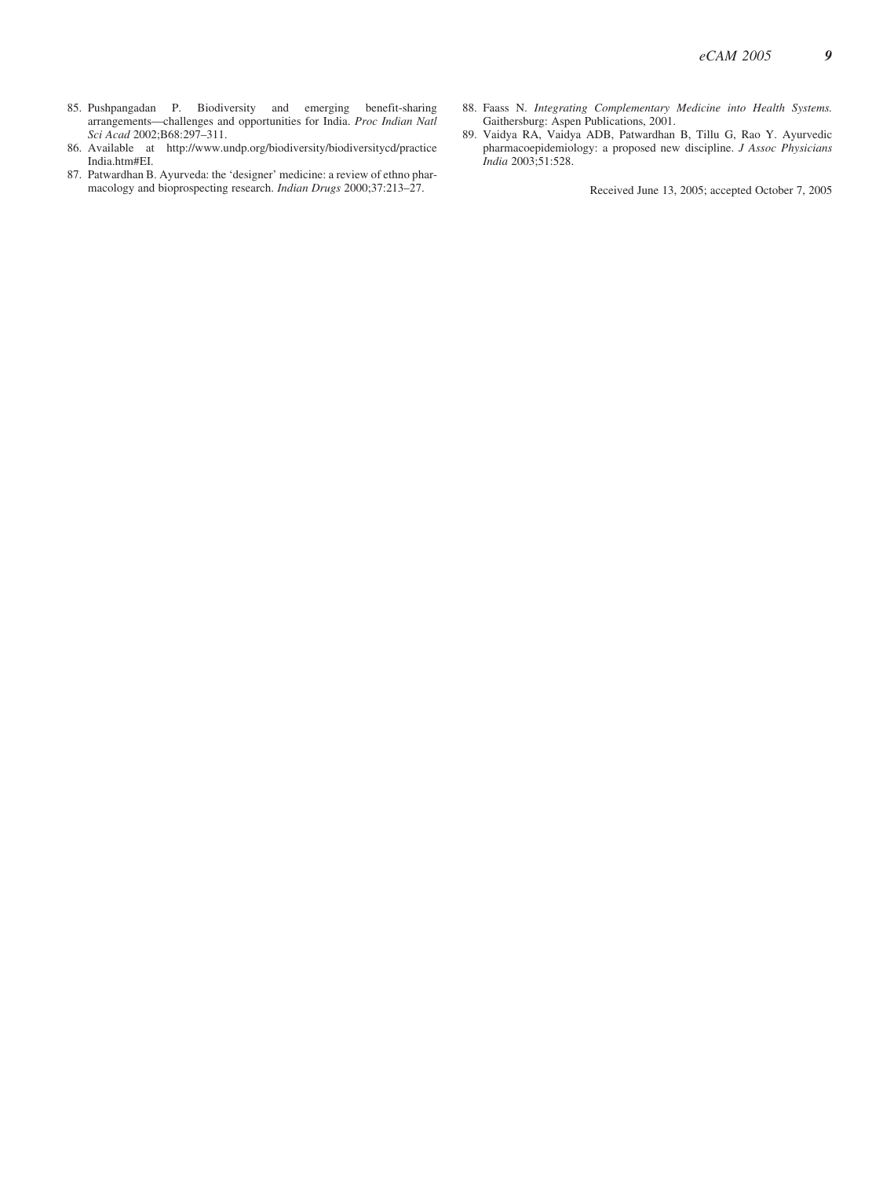85. Pushpangadan P. Biodiversity and emerging benefit-sharing arrangements—challenges and opportunities for India. *Proc Indian Natl Sci Acad* 2002;B68:297–311.
86. Available at http://www.undp.org/biodiversity/biodiversitycd/practiceIndia.htm#EI.
87. Patwardhan B. Ayurveda: the 'designer' medicine: a review of ethno pharmacology and bioprospecting research. *Indian Drugs* 2000;37:213–27.
88. Faass N. *Integrating Complementary Medicine into Health Systems.* Gaithersburg: Aspen Publications, 2001.
89. Vaidya RA, Vaidya ADB, Patwardhan B, Tillu G, Rao Y. Ayurvedic pharmacoepidemiology: a proposed new discipline. *J Assoc Physicians India* 2003;51:528.

Received June 13, 2005; accepted October 7, 2005